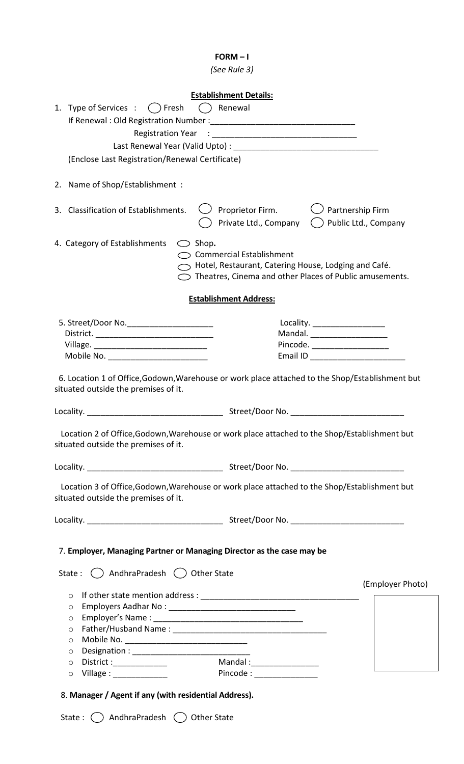**FORM – I**

*(See Rule 3)*

**Establishment Details:**

1. Type of Services : ◯ Fresh ◯ Renewal

   If Renewal : Old Registration Number :______________________________

   Registration Year : ______________________________

   Last Renewal Year (Valid Upto) : ______________________________

   (Enclose Last Registration/Renewal Certificate)

2. Name of Shop/Establishment :

3. Classification of Establishments. ◯ Proprietor Firm. ◯ Partnership Firm ◯ Private Ltd., Company ◯ Public Ltd., Company

4. Category of Establishments
   - ◯ Shop.
   - ◯ Commercial Establishment
   - ◯ Hotel, Restaurant, Catering House, Lodging and Café.
   - ◯ Theatres, Cinema and other Places of Public amusements.

**Establishment Address:**

5. Street/Door No.___________________ Locality. ________________

   District. __________________________ Mandal. _________________

   Village. _________________________ Pincode. _________________

   Mobile No. ______________________ Email ID _____________________

6. Location 1 of Office,Godown,Warehouse or work place attached to the Shop/Establishment but situated outside the premises of it.

   Locality. ______________________________ Street/Door No. _________________________

   Location 2 of Office,Godown,Warehouse or work place attached to the Shop/Establishment but situated outside the premises of it.

   Locality. ______________________________ Street/Door No. _________________________

   Location 3 of Office,Godown,Warehouse or work place attached to the Shop/Establishment but situated outside the premises of it.

   Locality. ______________________________ Street/Door No. _________________________

7. **Employer, Managing Partner or Managing Director as the case may be**

   State : ◯ AndhraPradesh ◯ Other State

   (Employer Photo)

   - If other state mention address : ___________________________________
   - Employers Aadhar No : ____________________________
   - Employer's Name : __________________________________
   - Father/Husband Name : ___________________________________
   - Mobile No. ___________________________
   - Designation : __________________________
   - District :____________ Mandal :_______________
   - Village : ____________ Pincode : ______________

8. **Manager / Agent if any (with residential Address).**

   State : ◯ AndhraPradesh ◯ Other State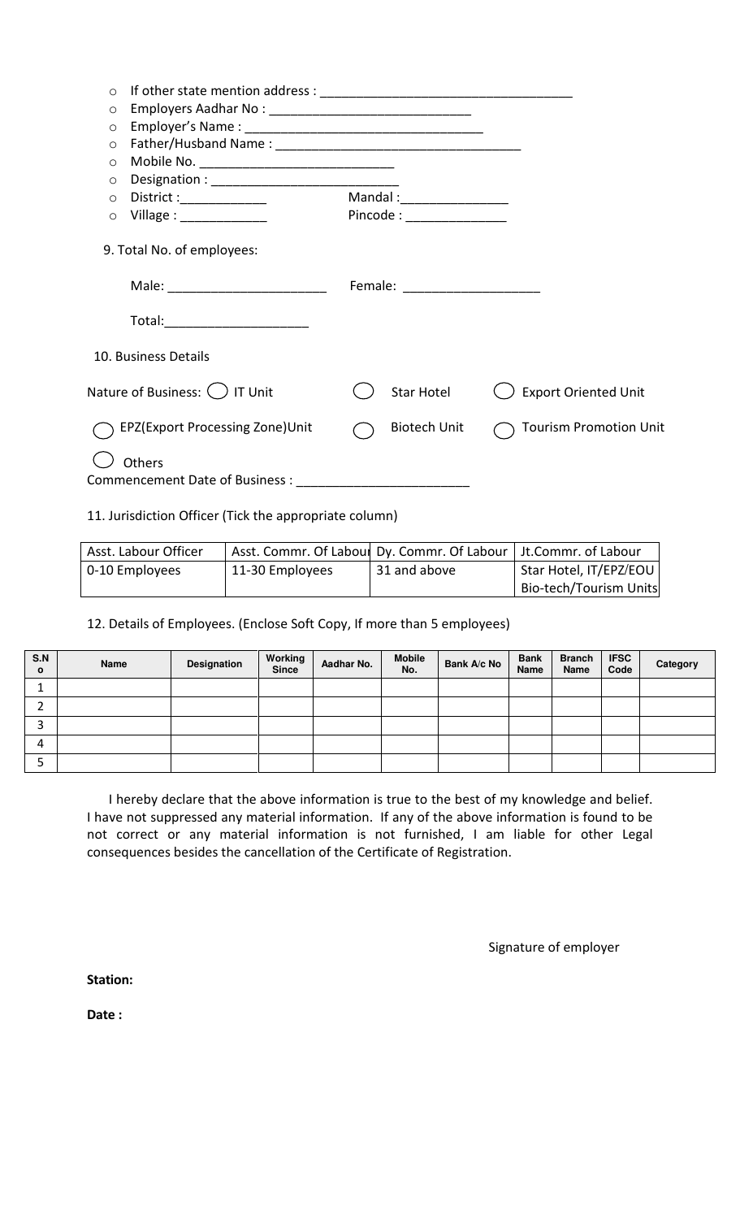- If other state mention address : ___________________________________
- Employers Aadhar No : ___________________________
- Employer's Name : _________________________________
- Father/Husband Name : __________________________________
- Mobile No. ___________________________
- Designation : __________________________
- District :____________ Mandal :_______________
- Village : ____________ Pincode : ______________

9. Total No. of employees:

Male: ______________________ Female: ___________________

Total:____________________

10. Business Details

Nature of Business: ◯ IT Unit ◯ Star Hotel ◯ Export Oriented Unit

◯ EPZ(Export Processing Zone)Unit ◯ Biotech Unit ◯ Tourism Promotion Unit

◯ Others

Commencement Date of Business : ________________________

11. Jurisdiction Officer (Tick the appropriate column)

| Asst. Labour Officer | Asst. Commr. Of Labour | Dy. Commr. Of Labour | Jt.Commr. of Labour |
|---|---|---|---|
| 0-10 Employees | 11-30 Employees | 31 and above | Star Hotel, IT/EPZ/EOU Bio-tech/Tourism Units |

12. Details of Employees. (Enclose Soft Copy, If more than 5 employees)

| S.No | Name | Designation | Working Since | Aadhar No. | Mobile No. | Bank A/c No | Bank Name | Branch Name | IFSC Code | Category |
|---|---|---|---|---|---|---|---|---|---|---|
| 1 | | | | | | | | | | |
| 2 | | | | | | | | | | |
| 3 | | | | | | | | | | |
| 4 | | | | | | | | | | |
| 5 | | | | | | | | | | |

I hereby declare that the above information is true to the best of my knowledge and belief. I have not suppressed any material information. If any of the above information is found to be not correct or any material information is not furnished, I am liable for other Legal consequences besides the cancellation of the Certificate of Registration.

Signature of employer

**Station:**

**Date :**